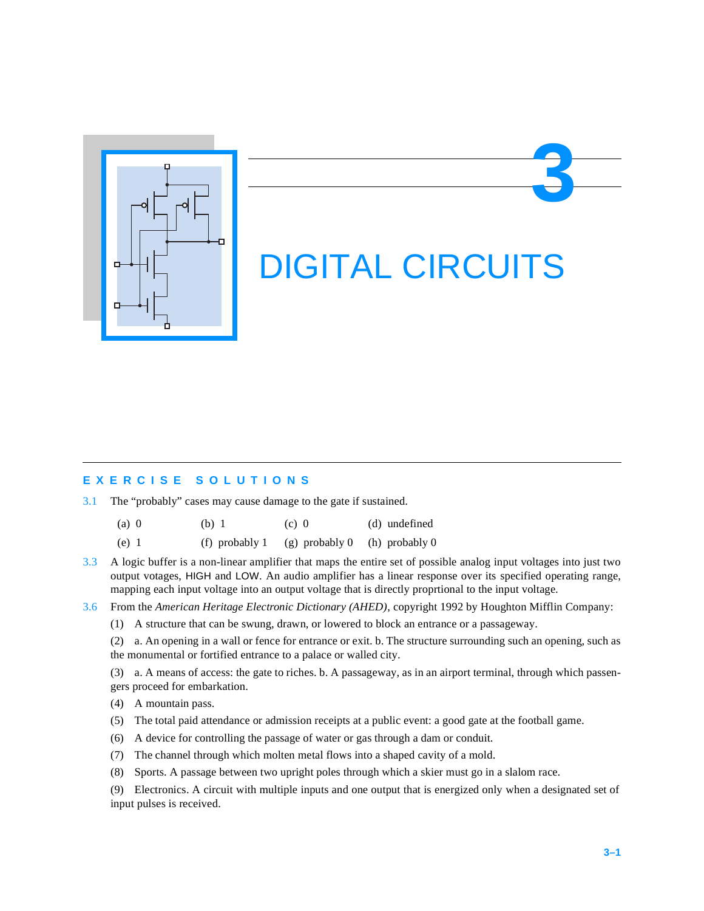# 3 DIGITAL CIRCUITS

## EXERCISE SOLUTIONS

3.1 The "probably" cases may cause damage to the gate if sustained.

| | | | |
|---|---|---|---|
| (a) 0 | (b) 1 | (c) 0 | (d) undefined |
| (e) 1 | (f) probably 1 | (g) probably 0 | (h) probably 0 |

3.3 A logic buffer is a non-linear amplifier that maps the entire set of possible analog input voltages into just two output votages, HIGH and LOW. An audio amplifier has a linear response over its specified operating range, mapping each input voltage into an output voltage that is directly proprtional to the input voltage.

3.6 From the *American Heritage Electronic Dictionary (AHED)*, copyright 1992 by Houghton Mifflin Company:

(1) A structure that can be swung, drawn, or lowered to block an entrance or a passageway.

(2) a. An opening in a wall or fence for entrance or exit. b. The structure surrounding such an opening, such as the monumental or fortified entrance to a palace or walled city.

(3) a. A means of access: the gate to riches. b. A passageway, as in an airport terminal, through which passengers proceed for embarkation.

(4) A mountain pass.

(5) The total paid attendance or admission receipts at a public event: a good gate at the football game.

(6) A device for controlling the passage of water or gas through a dam or conduit.

(7) The channel through which molten metal flows into a shaped cavity of a mold.

(8) Sports. A passage between two upright poles through which a skier must go in a slalom race.

(9) Electronics. A circuit with multiple inputs and one output that is energized only when a designated set of input pulses is received.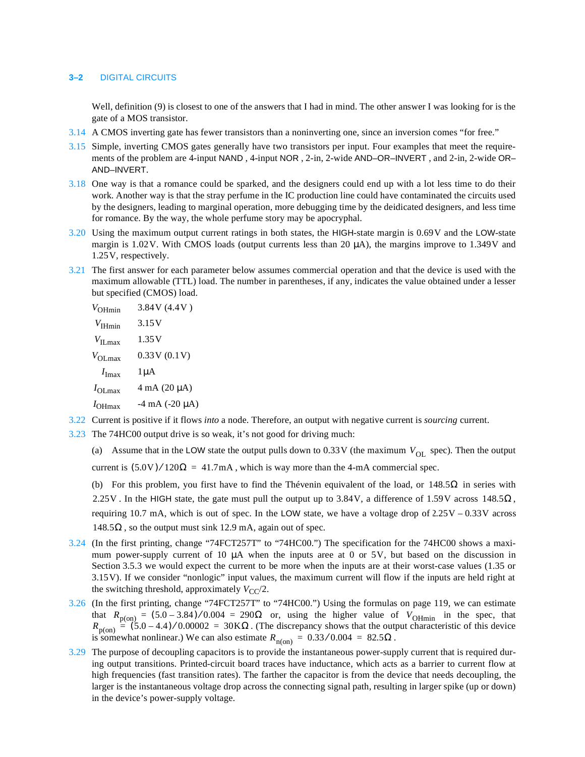Well, definition (9) is closest to one of the answers that I had in mind. The other answer I was looking for is the gate of a MOS transistor.

3.14 A CMOS inverting gate has fewer transistors than a noninverting one, since an inversion comes "for free."

3.15 Simple, inverting CMOS gates generally have two transistors per input. Four examples that meet the requirements of the problem are 4-input NAND , 4-input NOR , 2-in, 2-wide AND–OR–INVERT , and 2-in, 2-wide OR–AND–INVERT.

3.18 One way is that a romance could be sparked, and the designers could end up with a lot less time to do their work. Another way is that the stray perfume in the IC production line could have contaminated the circuits used by the designers, leading to marginal operation, more debugging time by the deidicated designers, and less time for romance. By the way, the whole perfume story may be apocryphal.

3.20 Using the maximum output current ratings in both states, the HIGH-state margin is 0.69 V and the LOW-state margin is 1.02 V. With CMOS loads (output currents less than 20 μA), the margins improve to 1.349 V and 1.25 V, respectively.

3.21 The first answer for each parameter below assumes commercial operation and that the device is used with the maximum allowable (TTL) load. The number in parentheses, if any, indicates the value obtained under a lesser but specified (CMOS) load.

| | |
|---|---|
| $V_{OHmin}$ | 3.84 V (4.4 V ) |
| $V_{IHmin}$ | 3.15 V |
| $V_{ILmax}$ | 1.35 V |
| $V_{OLmax}$ | 0.33 V (0.1 V) |
| $I_{Imax}$ | 1 μA |
| $I_{OLmax}$ | 4 mA (20 μA) |
| $I_{OHmax}$ | -4 mA (-20 μA) |

3.22 Current is positive if it flows *into* a node. Therefore, an output with negative current is *sourcing* current.

3.23 The 74HC00 output drive is so weak, it's not good for driving much:

(a) Assume that in the LOW state the output pulls down to 0.33 V (the maximum $V_{OL}$ spec). Then the output current is $(5.0\text{V})/120\Omega = 41.7\text{mA}$, which is way more than the 4-mA commercial spec.

(b) For this problem, you first have to find the Thévenin equivalent of the load, or $148.5\Omega$ in series with $2.25\text{V}$. In the HIGH state, the gate must pull the output up to 3.84 V, a difference of 1.59 V across $148.5\Omega$, requiring 10.7 mA, which is out of spec. In the LOW state, we have a voltage drop of $2.25\text{V} - 0.33\text{V}$ across $148.5\Omega$, so the output must sink 12.9 mA, again out of spec.

3.24 (In the first printing, change "74FCT257T" to "74HC00.") The specification for the 74HC00 shows a maximum power-supply current of 10 μA when the inputs aree at 0 or 5V, but based on the discussion in Section 3.5.3 we would expect the current to be more when the inputs are at their worst-case values (1.35 or 3.15V). If we consider "nonlogic" input values, the maximum current will flow if the inputs are held right at the switching threshold, approximately $V_{CC}/2$.

3.26 (In the first printing, change "74FCT257T" to "74HC00.") Using the formulas on page 119, we can estimate that $R_{p(on)} = (5.0 - 3.84)/0.004 = 290\Omega$ or, using the higher value of $V_{OHmin}$ in the spec, that $R_{p(on)} = (5.0 - 4.4)/0.00002 = 30\text{K}\Omega$. (The discrepancy shows that the output characteristic of this device is somewhat nonlinear.) We can also estimate $R_{n(on)} = 0.33/0.004 = 82.5\Omega$.

3.29 The purpose of decoupling capacitors is to provide the instantaneous power-supply current that is required during output transitions. Printed-circuit board traces have inductance, which acts as a barrier to current flow at high frequencies (fast transition rates). The farther the capacitor is from the device that needs decoupling, the larger is the instantaneous voltage drop across the connecting signal path, resulting in larger spike (up or down) in the device's power-supply voltage.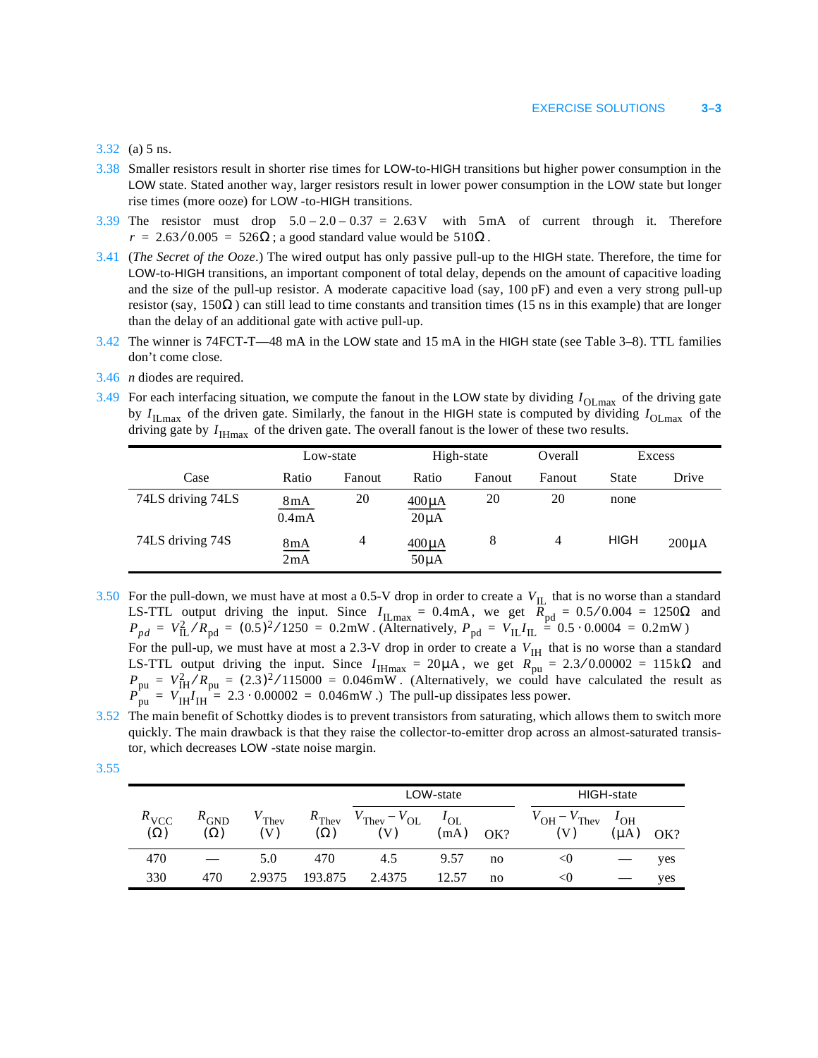3.32 (a) 5 ns.

3.38 Smaller resistors result in shorter rise times for LOW-to-HIGH transitions but higher power consumption in the LOW state. Stated another way, larger resistors result in lower power consumption in the LOW state but longer rise times (more ooze) for LOW -to-HIGH transitions.

3.39 The resistor must drop $5.0 - 2.0 - 0.37 = 2.63\text{V}$ with $5\text{mA}$ of current through it. Therefore $r = 2.63/0.005 = 526\Omega$; a good standard value would be $510\Omega$.

3.41 (*The Secret of the Ooze*.) The wired output has only passive pull-up to the HIGH state. Therefore, the time for LOW-to-HIGH transitions, an important component of total delay, depends on the amount of capacitive loading and the size of the pull-up resistor. A moderate capacitive load (say, 100 pF) and even a very strong pull-up resistor (say, $150\Omega$) can still lead to time constants and transition times (15 ns in this example) that are longer than the delay of an additional gate with active pull-up.

3.42 The winner is 74FCT-T—48 mA in the LOW state and 15 mA in the HIGH state (see Table 3–8). TTL families don't come close.

3.46 *n* diodes are required.

3.49 For each interfacing situation, we compute the fanout in the LOW state by dividing $I_{\text{OLmax}}$ of the driving gate by $I_{\text{ILmax}}$ of the driven gate. Similarly, the fanout in the HIGH state is computed by dividing $I_{\text{OLmax}}$ of the driving gate by $I_{\text{IHmax}}$ of the driven gate. The overall fanout is the lower of these two results.

| Case | Low-state Ratio | Low-state Fanout | High-state Ratio | High-state Fanout | Overall Fanout | Excess State | Excess Drive |
|---|---|---|---|---|---|---|---|
| 74LS driving 74LS | $\frac{8\text{mA}}{0.4\text{mA}}$ | 20 | $\frac{400\mu\text{A}}{20\mu\text{A}}$ | 20 | 20 | none | |
| 74LS driving 74S | $\frac{8\text{mA}}{2\text{mA}}$ | 4 | $\frac{400\mu\text{A}}{50\mu\text{A}}$ | 8 | 4 | HIGH | $200\mu\text{A}$ |

3.50 For the pull-down, we must have at most a 0.5-V drop in order to create a $V_{\text{IL}}$ that is no worse than a standard LS-TTL output driving the input. Since $I_{\text{ILmax}} = 0.4\text{mA}$, we get $R_{\text{pd}} = 0.5/0.004 = 1250\Omega$ and $P_{pd} = V_{\text{IL}}^2/R_{\text{pd}} = (0.5)^2/1250 = 0.2\text{mW}$. (Alternatively, $P_{\text{pd}} = V_{\text{IL}}I_{\text{IL}} = 0.5 \cdot 0.0004 = 0.2\text{mW}$)

For the pull-up, we must have at most a 2.3-V drop in order to create a $V_{\text{IH}}$ that is no worse than a standard LS-TTL output driving the input. Since $I_{\text{IHmax}} = 20\mu\text{A}$, we get $R_{\text{pu}} = 2.3/0.00002 = 115\text{k}\Omega$ and $P_{\text{pu}} = V_{\text{IH}}^2/R_{\text{pu}} = (2.3)^2/115000 = 0.046\text{mW}$. (Alternatively, we could have calculated the result as $P_{\text{pu}} = V_{\text{IH}}I_{\text{IH}} = 2.3 \cdot 0.00002 = 0.046\text{mW}$.) The pull-up dissipates less power.

3.52 The main benefit of Schottky diodes is to prevent transistors from saturating, which allows them to switch more quickly. The main drawback is that they raise the collector-to-emitter drop across an almost-saturated transistor, which decreases LOW -state noise margin.

3.55

| $R_{\text{VCC}}$ ($\Omega$) | $R_{\text{GND}}$ ($\Omega$) | $V_{\text{Thev}}$ (V) | $R_{\text{Thev}}$ ($\Omega$) | LOW-state $V_{\text{Thev}} - V_{\text{OL}}$ (V) | LOW-state $I_{\text{OL}}$ (mA) | LOW-state OK? | HIGH-state $V_{\text{OH}} - V_{\text{Thev}}$ (V) | HIGH-state $I_{\text{OH}}$ ($\mu$A) | HIGH-state OK? |
|---|---|---|---|---|---|---|---|---|---|
| 470 | — | 5.0 | 470 | 4.5 | 9.57 | no | <0 | — | yes |
| 330 | 470 | 2.9375 | 193.875 | 2.4375 | 12.57 | no | <0 | — | yes |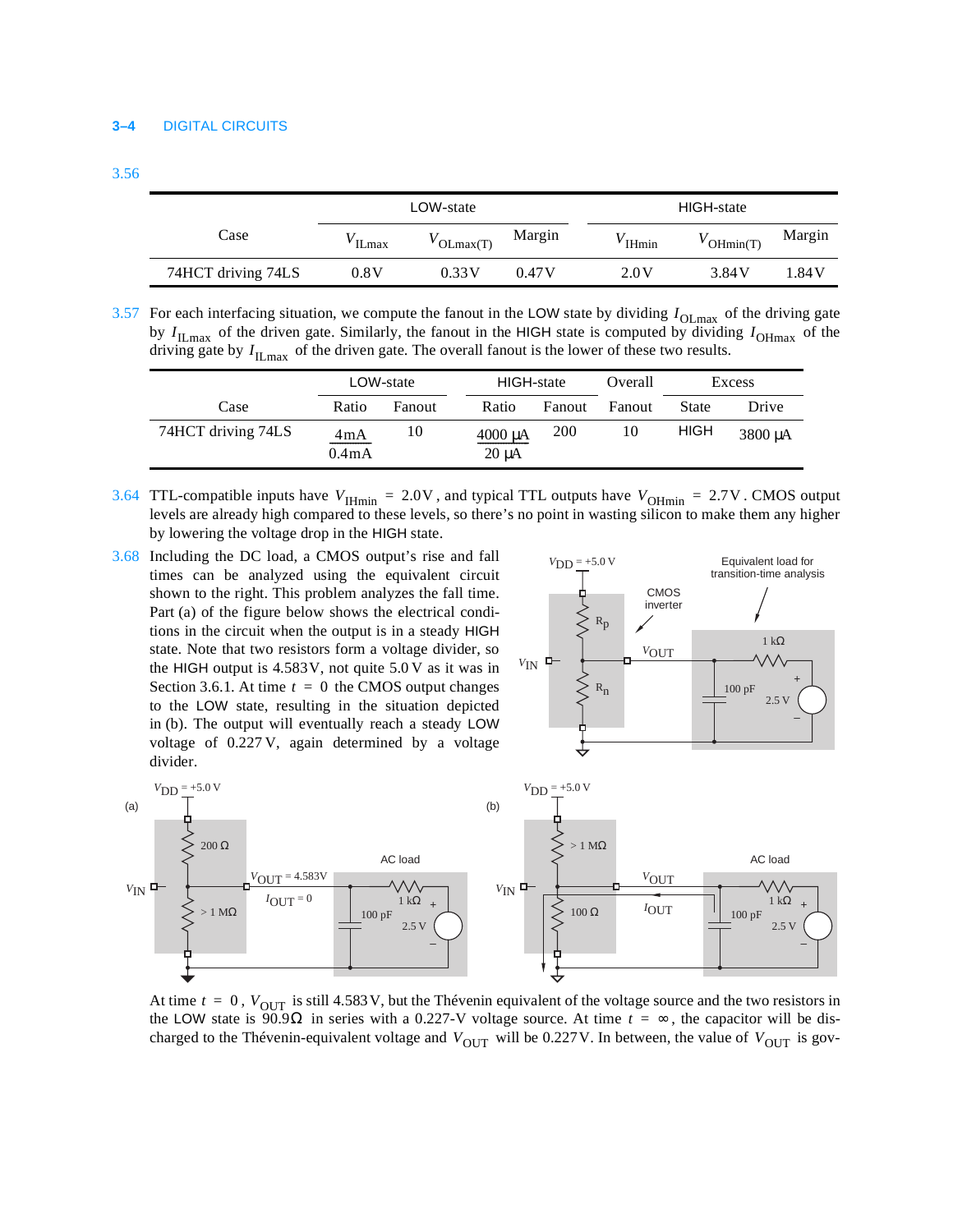**3.56**

| Case | LOW-state | | | HIGH-state | | |
|---|---|---|---|---|---|---|
| | $V_{ILmax}$ | $V_{OLmax(T)}$ | Margin | $V_{IHmin}$ | $V_{OHmin(T)}$ | Margin |
| 74HCT driving 74LS | 0.8 V | 0.33 V | 0.47 V | 2.0 V | 3.84 V | 1.84 V |

**3.57** For each interfacing situation, we compute the fanout in the LOW state by dividing $I_{OLmax}$ of the driving gate by $I_{ILmax}$ of the driven gate. Similarly, the fanout in the HIGH state is computed by dividing $I_{OHmax}$ of the driving gate by $I_{ILmax}$ of the driven gate. The overall fanout is the lower of these two results.

| Case | LOW-state | | HIGH-state | | Overall | Excess | |
|---|---|---|---|---|---|---|---|
| | Ratio | Fanout | Ratio | Fanout | Fanout | State | Drive |
| 74HCT driving 74LS | $\frac{4\text{mA}}{0.4\text{mA}}$ | 10 | $\frac{4000\ \mu\text{A}}{20\ \mu\text{A}}$ | 200 | 10 | HIGH | 3800 μA |

**3.64** TTL-compatible inputs have $V_{IHmin} = 2.0\text{V}$, and typical TTL outputs have $V_{OHmin} = 2.7\text{V}$. CMOS output levels are already high compared to these levels, so there's no point in wasting silicon to make them any higher by lowering the voltage drop in the HIGH state.

**3.68** Including the DC load, a CMOS output's rise and fall times can be analyzed using the equivalent circuit shown to the right. This problem analyzes the fall time. Part (a) of the figure below shows the electrical conditions in the circuit when the output is in a steady HIGH state. Note that two resistors form a voltage divider, so the HIGH output is 4.583V, not quite 5.0 V as it was in Section 3.6.1. At time $t = 0$ the CMOS output changes to the LOW state, resulting in the situation depicted in (b). The output will eventually reach a steady LOW voltage of 0.227 V, again determined by a voltage divider.

At time $t = 0$, $V_{OUT}$ is still 4.583 V, but the Thévenin equivalent of the voltage source and the two resistors in the LOW state is 90.9Ω in series with a 0.227-V voltage source. At time $t = \infty$, the capacitor will be discharged to the Thévenin-equivalent voltage and $V_{OUT}$ will be 0.227 V. In between, the value of $V_{OUT}$ is gov-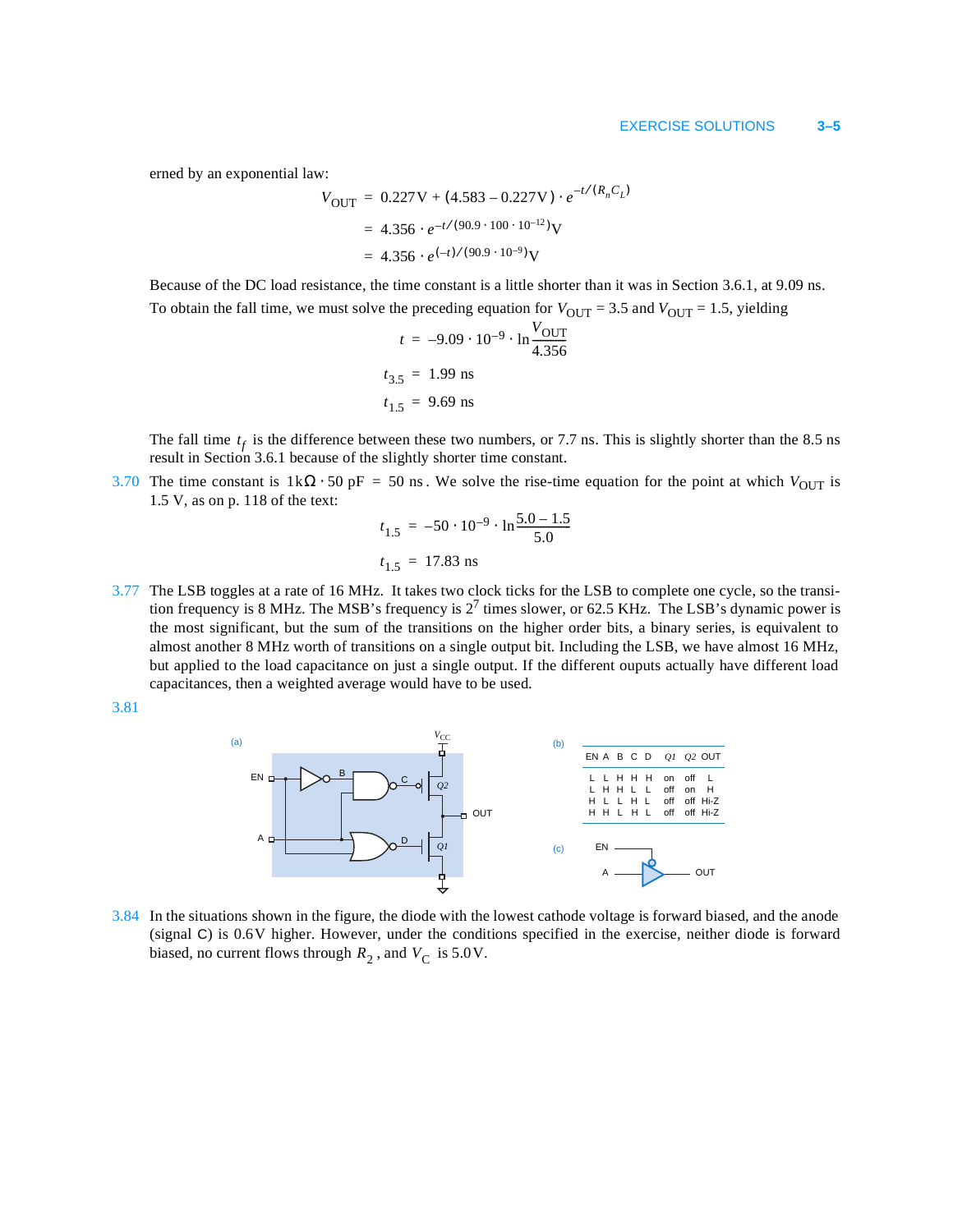erned by an exponential law:

$$
\begin{aligned}
V_{OUT} &= 0.227\text{V} + (4.583 - 0.227\text{V}) \cdot e^{-t/(R_n C_L)} \\
&= 4.356 \cdot e^{-t/(90.9 \cdot 100 \cdot 10^{-12})}\text{V} \\
&= 4.356 \cdot e^{(-t)/(90.9 \cdot 10^{-9})}\text{V}
\end{aligned}
$$

Because of the DC load resistance, the time constant is a little shorter than it was in Section 3.6.1, at 9.09 ns. To obtain the fall time, we must solve the preceding equation for $V_{OUT} = 3.5$ and $V_{OUT} = 1.5$, yielding

$$
\begin{aligned}
t &= -9.09 \cdot 10^{-9} \cdot \ln \frac{V_{OUT}}{4.356} \\
t_{3.5} &= 1.99 \text{ ns} \\
t_{1.5} &= 9.69 \text{ ns}
\end{aligned}
$$

The fall time $t_f$ is the difference between these two numbers, or 7.7 ns. This is slightly shorter than the 8.5 ns result in Section 3.6.1 because of the slightly shorter time constant.

3.70 The time constant is $1\text{k}\Omega \cdot 50 \text{ pF} = 50 \text{ ns}$. We solve the rise-time equation for the point at which $V_{OUT}$ is 1.5 V, as on p. 118 of the text:

$$
\begin{aligned}
t_{1.5} &= -50 \cdot 10^{-9} \cdot \ln \frac{5.0 - 1.5}{5.0} \\
t_{1.5} &= 17.83 \text{ ns}
\end{aligned}
$$

3.77 The LSB toggles at a rate of 16 MHz. It takes two clock ticks for the LSB to complete one cycle, so the transition frequency is 8 MHz. The MSB's frequency is $2^7$ times slower, or 62.5 KHz. The LSB's dynamic power is the most significant, but the sum of the transitions on the higher order bits, a binary series, is equivalent to almost another 8 MHz worth of transitions on a single output bit. Including the LSB, we have almost 16 MHz, but applied to the load capacitance on just a single output. If the different ouputs actually have different load capacitances, then a weighted average would have to be used.

3.81

(a)

(b)

| EN | A | B | C | D | Q1 | Q2 | OUT |
|---|---|---|---|---|---|---|---|
| L | L | H | H | H | on | off | L |
| L | H | H | L | L | off | on | H |
| H | L | L | H | L | off | off | Hi-Z |
| H | H | L | H | L | off | off | Hi-Z |

(c)

3.84 In the situations shown in the figure, the diode with the lowest cathode voltage is forward biased, and the anode (signal C) is 0.6V higher. However, under the conditions specified in the exercise, neither diode is forward biased, no current flows through $R_2$, and $V_C$ is 5.0V.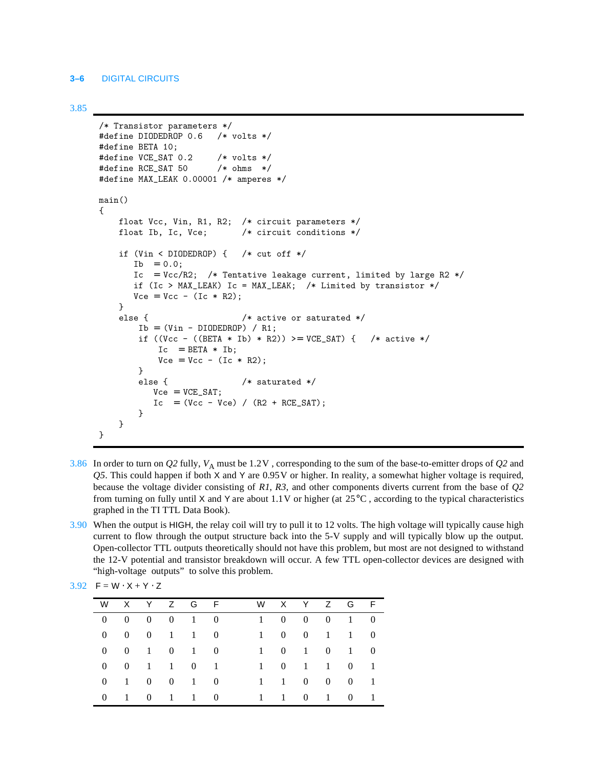3.85

```
/* Transistor parameters */
#define DIODEDROP 0.6   /* volts */
#define BETA 10;
#define VCE_SAT 0.2     /* volts */
#define RCE_SAT 50      /* ohms  */
#define MAX_LEAK 0.00001 /* amperes */

main()
{
    float Vcc, Vin, R1, R2;  /* circuit parameters */
    float Ib, Ic, Vce;       /* circuit conditions */

    if (Vin < DIODEDROP) {   /* cut off */
       Ib  = 0.0;
       Ic  = Vcc/R2;  /* Tentative leakage current, limited by large R2 */
       if (Ic > MAX_LEAK) Ic = MAX_LEAK;  /* Limited by transistor */
       Vce = Vcc - (Ic * R2);
    }
    else {                   /* active or saturated */
        Ib = (Vin - DIODEDROP) / R1;
        if ((Vcc - ((BETA * Ib) * R2)) >= VCE_SAT) {   /* active */
            Ic  = BETA * Ib;
            Vce = Vcc - (Ic * R2);
        }
        else {               /* saturated */
           Vce  = VCE_SAT;
           Ic   = (Vcc - Vce) / (R2 + RCE_SAT);
        }
    }
}
```

3.86 In order to turn on *Q2* fully, $V_A$ must be 1.2 V , corresponding to the sum of the base-to-emitter drops of *Q2* and *Q5*. This could happen if both X and Y are 0.95 V or higher. In reality, a somewhat higher voltage is required, because the voltage divider consisting of *R1*, *R3*, and other components diverts current from the base of *Q2* from turning on fully until X and Y are about 1.1 V or higher (at 25 °C , according to the typical characteristics graphed in the TI TTL Data Book).

3.90 When the output is HIGH, the relay coil will try to pull it to 12 volts. The high voltage will typically cause high current to flow through the output structure back into the 5-V supply and will typically blow up the output. Open-collector TTL outputs theoretically should not have this problem, but most are not designed to withstand the 12-V potential and transistor breakdown will occur. A few TTL open-collector devices are designed with “high-voltage outputs” to solve this problem.

3.92 $F = W \cdot X + Y \cdot Z$

| W | X | Y | Z | G | F | W | X | Y | Z | G | F |
|---|---|---|---|---|---|---|---|---|---|---|---|
| 0 | 0 | 0 | 0 | 1 | 0 | 1 | 0 | 0 | 0 | 1 | 0 |
| 0 | 0 | 0 | 1 | 1 | 0 | 1 | 0 | 0 | 1 | 1 | 0 |
| 0 | 0 | 1 | 0 | 1 | 0 | 1 | 0 | 1 | 0 | 1 | 0 |
| 0 | 0 | 1 | 1 | 0 | 1 | 1 | 0 | 1 | 1 | 0 | 1 |
| 0 | 1 | 0 | 0 | 1 | 0 | 1 | 1 | 0 | 0 | 0 | 1 |
| 0 | 1 | 0 | 1 | 1 | 0 | 1 | 1 | 0 | 1 | 0 | 1 |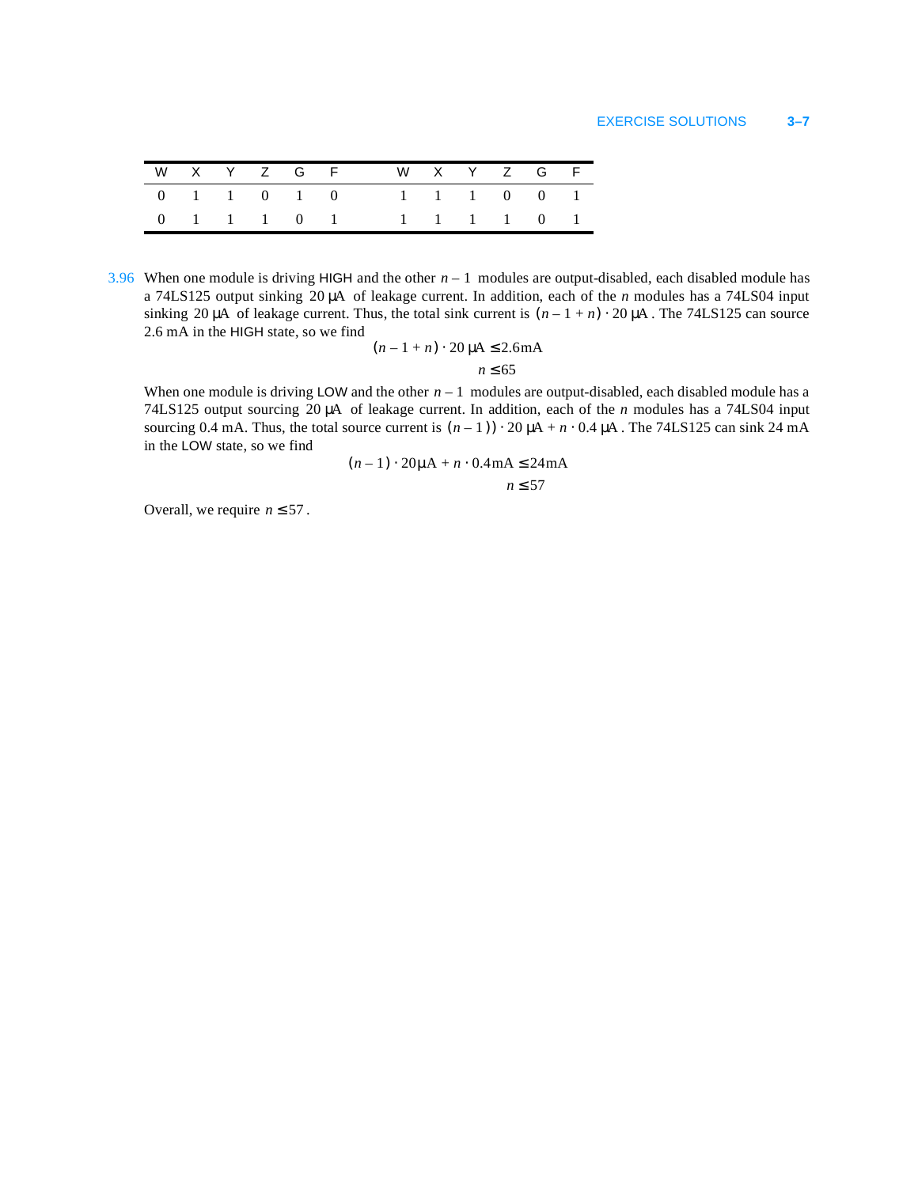| W | X | Y | Z | G | F | W | X | Y | Z | G | F |
|---|---|---|---|---|---|---|---|---|---|---|---|
| 0 | 1 | 1 | 0 | 1 | 0 | 1 | 1 | 1 | 0 | 0 | 1 |
| 0 | 1 | 1 | 1 | 0 | 1 | 1 | 1 | 1 | 1 | 0 | 1 |

3.96 When one module is driving HIGH and the other $n-1$ modules are output-disabled, each disabled module has a 74LS125 output sinking $20\ \mu\text{A}$ of leakage current. In addition, each of the $n$ modules has a 74LS04 input sinking $20\ \mu\text{A}$ of leakage current. Thus, the total sink current is $(n-1+n)\cdot 20\ \mu\text{A}$. The 74LS125 can source 2.6 mA in the HIGH state, so we find

$$(n-1+n)\cdot 20\ \mu\text{A} \le 2.6\text{mA}$$

$$n \le 65$$

When one module is driving LOW and the other $n-1$ modules are output-disabled, each disabled module has a 74LS125 output sourcing $20\ \mu\text{A}$ of leakage current. In addition, each of the $n$ modules has a 74LS04 input sourcing 0.4 mA. Thus, the total source current is $(n-1))\cdot 20\ \mu\text{A} + n\cdot 0.4\ \mu\text{A}$. The 74LS125 can sink 24 mA in the LOW state, so we find

$$(n-1)\cdot 20\mu\text{A} + n\cdot 0.4\text{mA} \le 24\text{mA}$$

$$n \le 57$$

Overall, we require $n \le 57$.